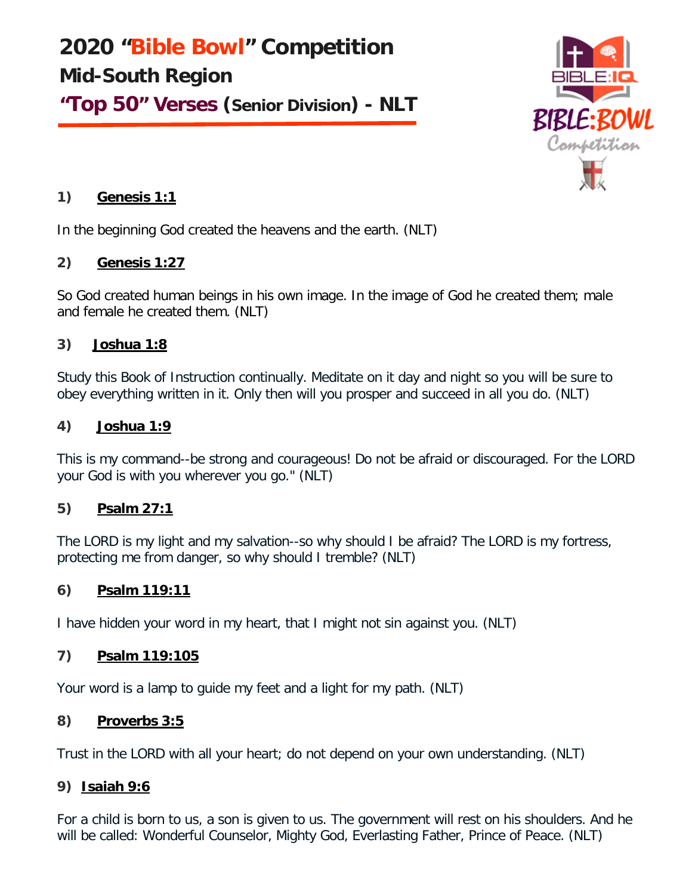# 2020 "Bible Bowl" Competition

## Mid-South Region

## "Top 50" Verses (Senior Division) - NLT

**1) Genesis 1:1**

In the beginning God created the heavens and the earth. (NLT)

**2) Genesis 1:27**

So God created human beings in his own image. In the image of God he created them; male and female he created them. (NLT)

**3) Joshua 1:8**

Study this Book of Instruction continually. Meditate on it day and night so you will be sure to obey everything written in it. Only then will you prosper and succeed in all you do. (NLT)

**4) Joshua 1:9**

This is my command--be strong and courageous! Do not be afraid or discouraged. For the LORD your God is with you wherever you go." (NLT)

**5) Psalm 27:1**

The LORD is my light and my salvation--so why should I be afraid? The LORD is my fortress, protecting me from danger, so why should I tremble? (NLT)

**6) Psalm 119:11**

I have hidden your word in my heart, that I might not sin against you. (NLT)

**7) Psalm 119:105**

Your word is a lamp to guide my feet and a light for my path. (NLT)

**8) Proverbs 3:5**

Trust in the LORD with all your heart; do not depend on your own understanding. (NLT)

**9) Isaiah 9:6**

For a child is born to us, a son is given to us. The government will rest on his shoulders. And he will be called: Wonderful Counselor, Mighty God, Everlasting Father, Prince of Peace. (NLT)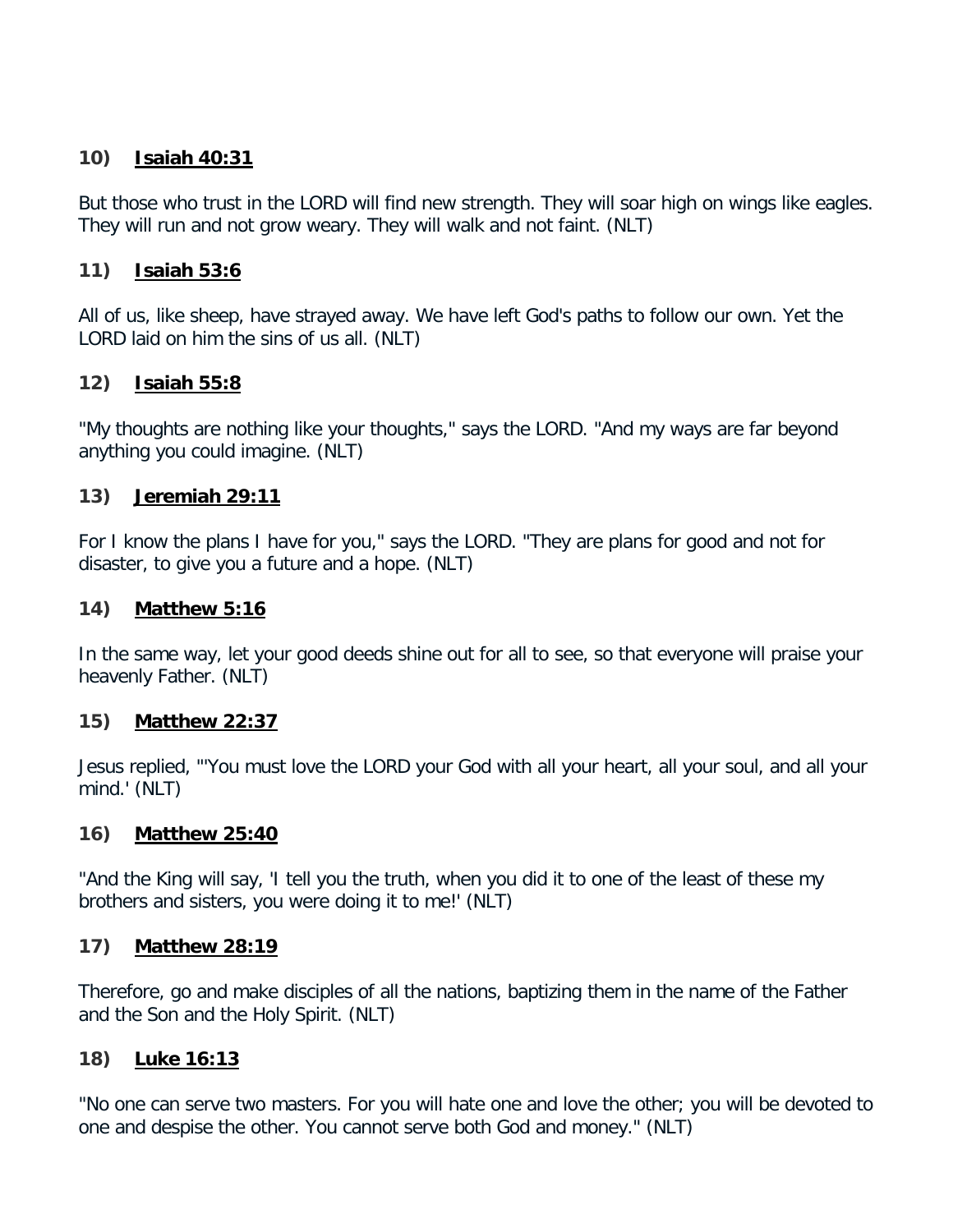**10) Isaiah 40:31**

But those who trust in the LORD will find new strength. They will soar high on wings like eagles. They will run and not grow weary. They will walk and not faint. (NLT)

**11) Isaiah 53:6**

All of us, like sheep, have strayed away. We have left God's paths to follow our own. Yet the LORD laid on him the sins of us all. (NLT)

**12) Isaiah 55:8**

"My thoughts are nothing like your thoughts," says the LORD. "And my ways are far beyond anything you could imagine. (NLT)

**13) Jeremiah 29:11**

For I know the plans I have for you," says the LORD. "They are plans for good and not for disaster, to give you a future and a hope. (NLT)

**14) Matthew 5:16**

In the same way, let your good deeds shine out for all to see, so that everyone will praise your heavenly Father. (NLT)

**15) Matthew 22:37**

Jesus replied, "'You must love the LORD your God with all your heart, all your soul, and all your mind.' (NLT)

**16) Matthew 25:40**

"And the King will say, 'I tell you the truth, when you did it to one of the least of these my brothers and sisters, you were doing it to me!' (NLT)

**17) Matthew 28:19**

Therefore, go and make disciples of all the nations, baptizing them in the name of the Father and the Son and the Holy Spirit. (NLT)

**18) Luke 16:13**

"No one can serve two masters. For you will hate one and love the other; you will be devoted to one and despise the other. You cannot serve both God and money." (NLT)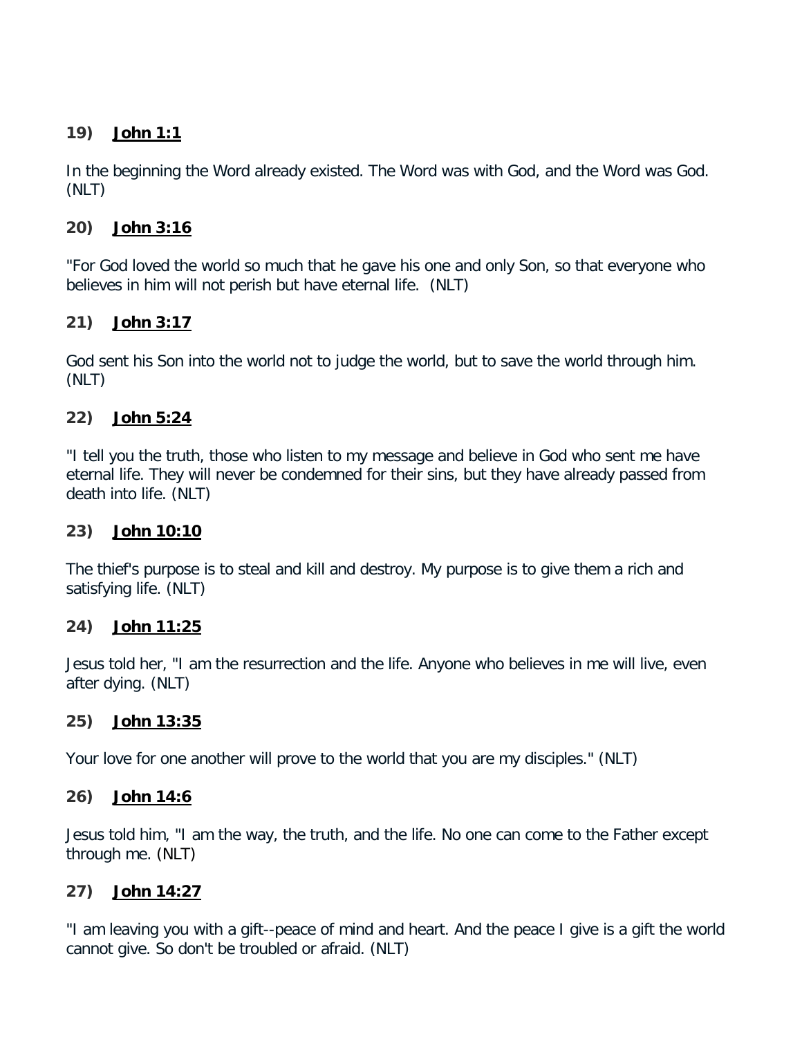**19) John 1:1**

In the beginning the Word already existed. The Word was with God, and the Word was God. (NLT)

**20) John 3:16**

"For God loved the world so much that he gave his one and only Son, so that everyone who believes in him will not perish but have eternal life. (NLT)

**21) John 3:17**

God sent his Son into the world not to judge the world, but to save the world through him. (NLT)

**22) John 5:24**

"I tell you the truth, those who listen to my message and believe in God who sent me have eternal life. They will never be condemned for their sins, but they have already passed from death into life. (NLT)

**23) John 10:10**

The thief's purpose is to steal and kill and destroy. My purpose is to give them a rich and satisfying life. (NLT)

**24) John 11:25**

Jesus told her, "I am the resurrection and the life. Anyone who believes in me will live, even after dying. (NLT)

**25) John 13:35**

Your love for one another will prove to the world that you are my disciples." (NLT)

**26) John 14:6**

Jesus told him, "I am the way, the truth, and the life. No one can come to the Father except through me. (NLT)

**27) John 14:27**

"I am leaving you with a gift--peace of mind and heart. And the peace I give is a gift the world cannot give. So don't be troubled or afraid. (NLT)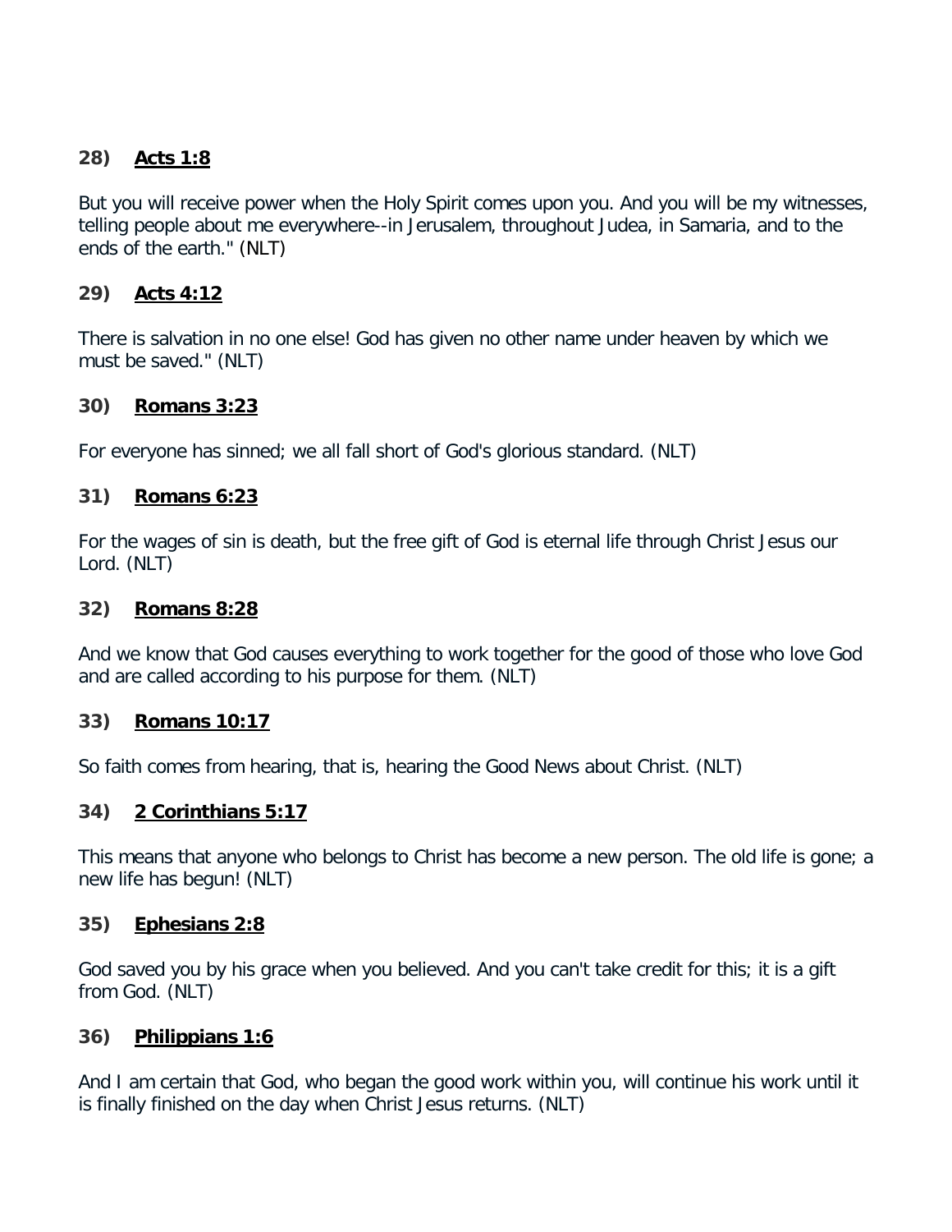**28) Acts 1:8**

But you will receive power when the Holy Spirit comes upon you. And you will be my witnesses, telling people about me everywhere--in Jerusalem, throughout Judea, in Samaria, and to the ends of the earth." (NLT)

**29) Acts 4:12**

There is salvation in no one else! God has given no other name under heaven by which we must be saved." (NLT)

**30) Romans 3:23**

For everyone has sinned; we all fall short of God's glorious standard. (NLT)

**31) Romans 6:23**

For the wages of sin is death, but the free gift of God is eternal life through Christ Jesus our Lord. (NLT)

**32) Romans 8:28**

And we know that God causes everything to work together for the good of those who love God and are called according to his purpose for them. (NLT)

**33) Romans 10:17**

So faith comes from hearing, that is, hearing the Good News about Christ. (NLT)

**34) 2 Corinthians 5:17**

This means that anyone who belongs to Christ has become a new person. The old life is gone; a new life has begun! (NLT)

**35) Ephesians 2:8**

God saved you by his grace when you believed. And you can't take credit for this; it is a gift from God. (NLT)

**36) Philippians 1:6**

And I am certain that God, who began the good work within you, will continue his work until it is finally finished on the day when Christ Jesus returns. (NLT)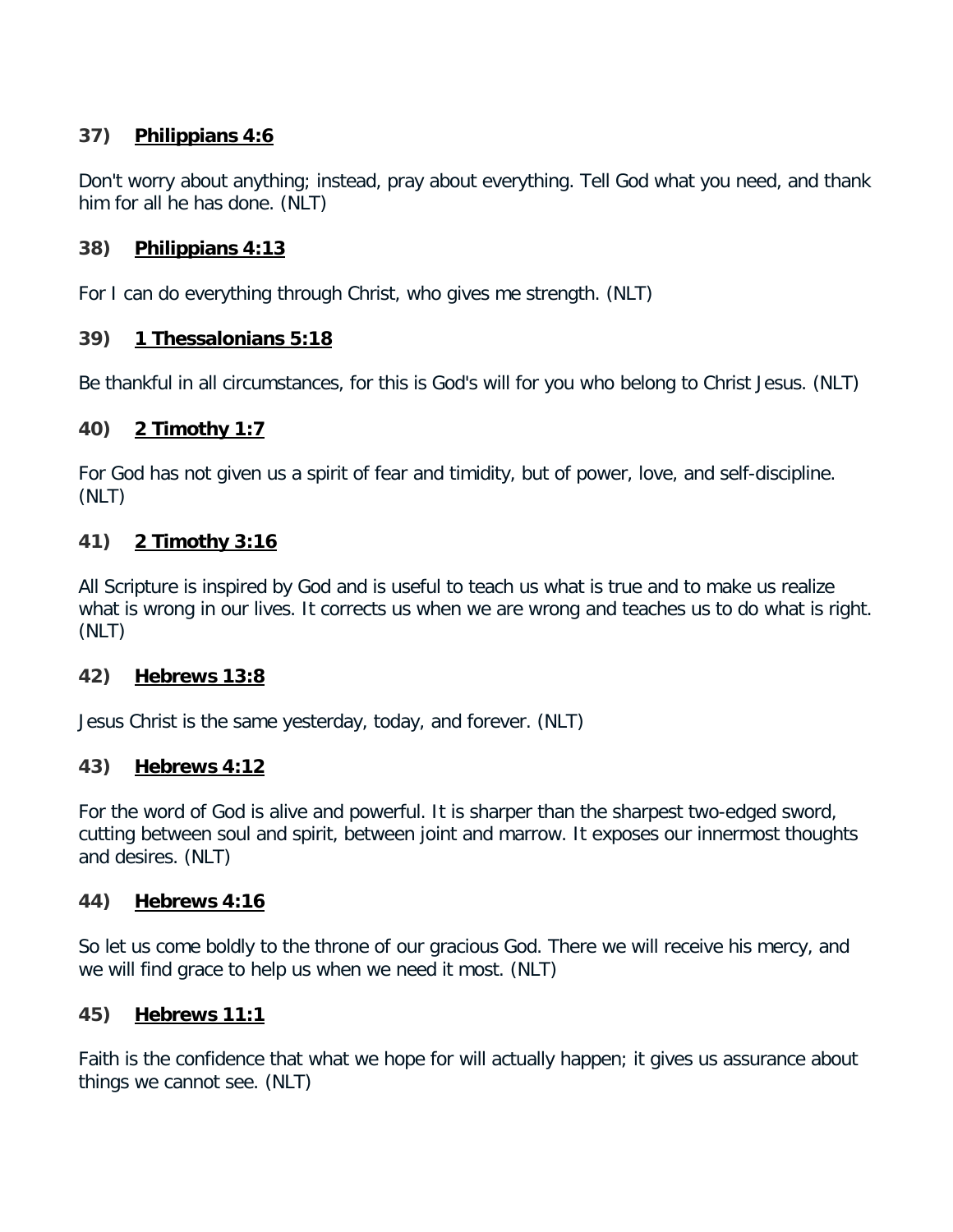**37)** **Philippians 4:6**

Don't worry about anything; instead, pray about everything. Tell God what you need, and thank him for all he has done. (NLT)

**38)** **Philippians 4:13**

For I can do everything through Christ, who gives me strength. (NLT)

**39)** **1 Thessalonians 5:18**

Be thankful in all circumstances, for this is God's will for you who belong to Christ Jesus. (NLT)

**40)** **2 Timothy 1:7**

For God has not given us a spirit of fear and timidity, but of power, love, and self-discipline. (NLT)

**41)** **2 Timothy 3:16**

All Scripture is inspired by God and is useful to teach us what is true and to make us realize what is wrong in our lives. It corrects us when we are wrong and teaches us to do what is right. (NLT)

**42)** **Hebrews 13:8**

Jesus Christ is the same yesterday, today, and forever. (NLT)

**43)** **Hebrews 4:12**

For the word of God is alive and powerful. It is sharper than the sharpest two-edged sword, cutting between soul and spirit, between joint and marrow. It exposes our innermost thoughts and desires. (NLT)

**44)** **Hebrews 4:16**

So let us come boldly to the throne of our gracious God. There we will receive his mercy, and we will find grace to help us when we need it most. (NLT)

**45)** **Hebrews 11:1**

Faith is the confidence that what we hope for will actually happen; it gives us assurance about things we cannot see. (NLT)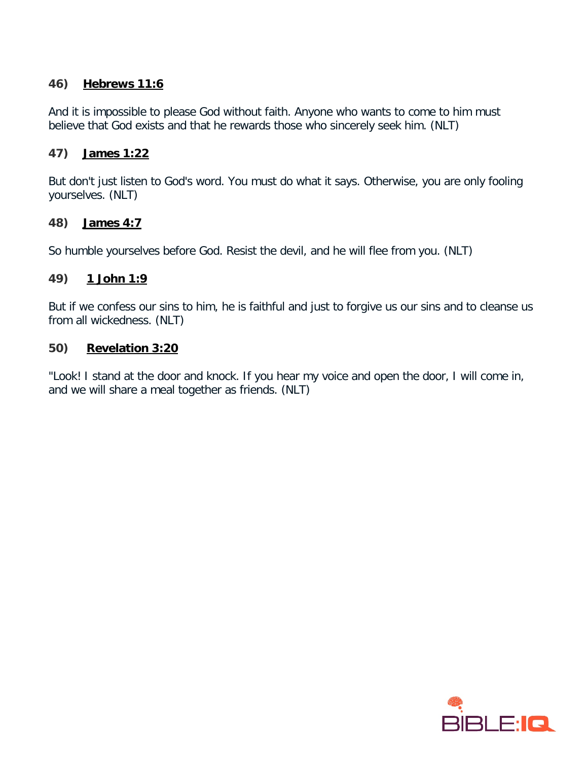**46) Hebrews 11:6**

And it is impossible to please God without faith. Anyone who wants to come to him must believe that God exists and that he rewards those who sincerely seek him. (NLT)

**47) James 1:22**

But don't just listen to God's word. You must do what it says. Otherwise, you are only fooling yourselves. (NLT)

**48) James 4:7**

So humble yourselves before God. Resist the devil, and he will flee from you. (NLT)

**49) 1 John 1:9**

But if we confess our sins to him, he is faithful and just to forgive us our sins and to cleanse us from all wickedness. (NLT)

**50) Revelation 3:20**

"Look! I stand at the door and knock. If you hear my voice and open the door, I will come in, and we will share a meal together as friends. (NLT)